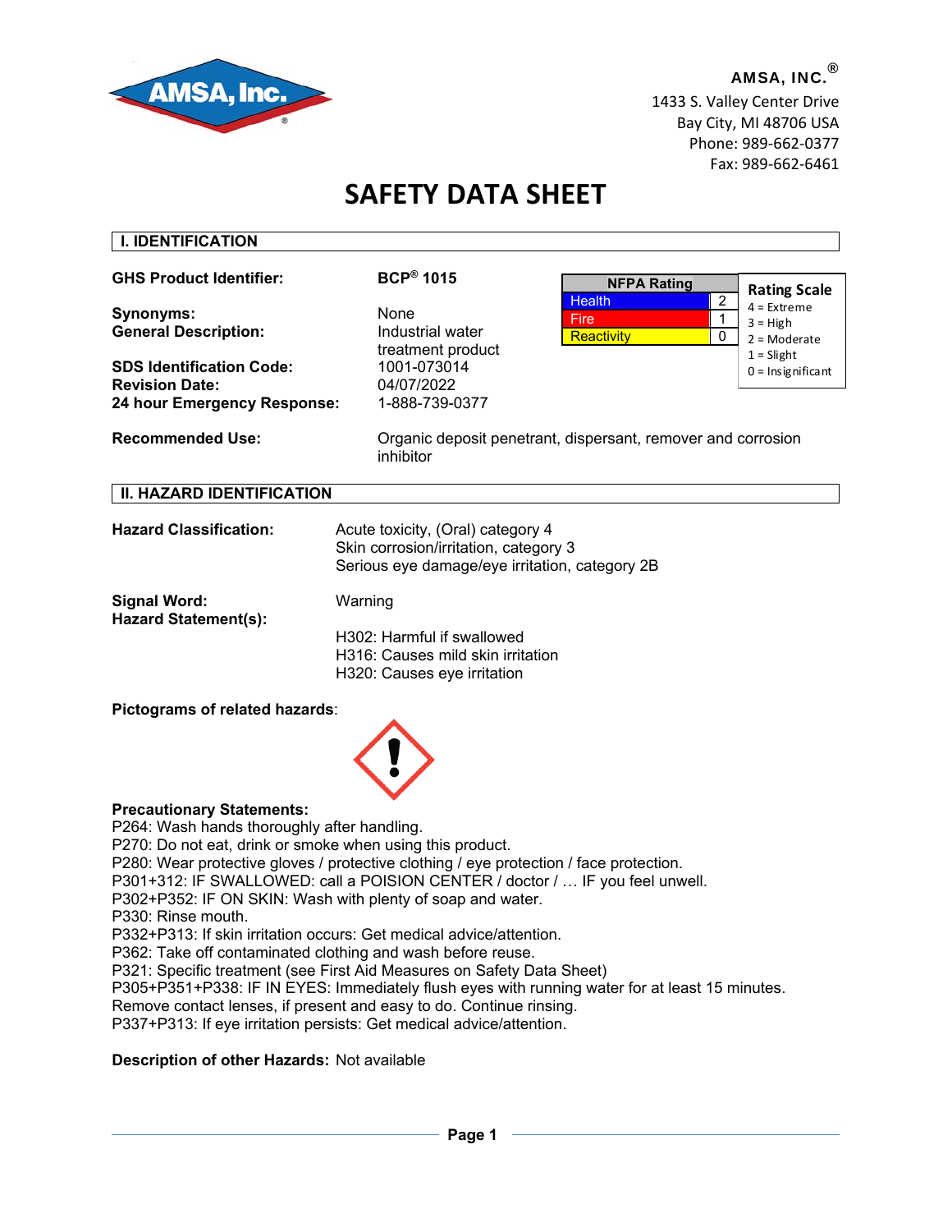**AMSA, INC.®**
1433 S. Valley Center Drive
Bay City, MI 48706 USA
Phone: 989-662-0377
Fax: 989-662-6461

# SAFETY DATA SHEET

## I. IDENTIFICATION

**GHS Product Identifier:** BCP® 1015

**Synonyms:** None
**General Description:** Industrial water treatment product

**SDS Identification Code:** 1001-073014
**Revision Date:** 04/07/2022
**24 hour Emergency Response:** 1-888-739-0377

| NFPA Rating | |
|---|---|
| Health | 2 |
| Fire | 1 |
| Reactivity | 0 |

**Rating Scale**
4 = Extreme
3 = High
2 = Moderate
1 = Slight
0 = Insignificant

**Recommended Use:** Organic deposit penetrant, dispersant, remover and corrosion inhibitor

## II. HAZARD IDENTIFICATION

**Hazard Classification:**
Acute toxicity, (Oral) category 4
Skin corrosion/irritation, category 3
Serious eye damage/eye irritation, category 2B

**Signal Word:** Warning
**Hazard Statement(s):**

H302: Harmful if swallowed
H316: Causes mild skin irritation
H320: Causes eye irritation

**Pictograms of related hazards**:

**Precautionary Statements:**
P264: Wash hands thoroughly after handling.
P270: Do not eat, drink or smoke when using this product.
P280: Wear protective gloves / protective clothing / eye protection / face protection.
P301+312: IF SWALLOWED: call a POISION CENTER / doctor / … IF you feel unwell.
P302+P352: IF ON SKIN: Wash with plenty of soap and water.
P330: Rinse mouth.
P332+P313: If skin irritation occurs: Get medical advice/attention.
P362: Take off contaminated clothing and wash before reuse.
P321: Specific treatment (see First Aid Measures on Safety Data Sheet)
P305+P351+P338: IF IN EYES: Immediately flush eyes with running water for at least 15 minutes. Remove contact lenses, if present and easy to do. Continue rinsing.
P337+P313: If eye irritation persists: Get medical advice/attention.

**Description of other Hazards:** Not available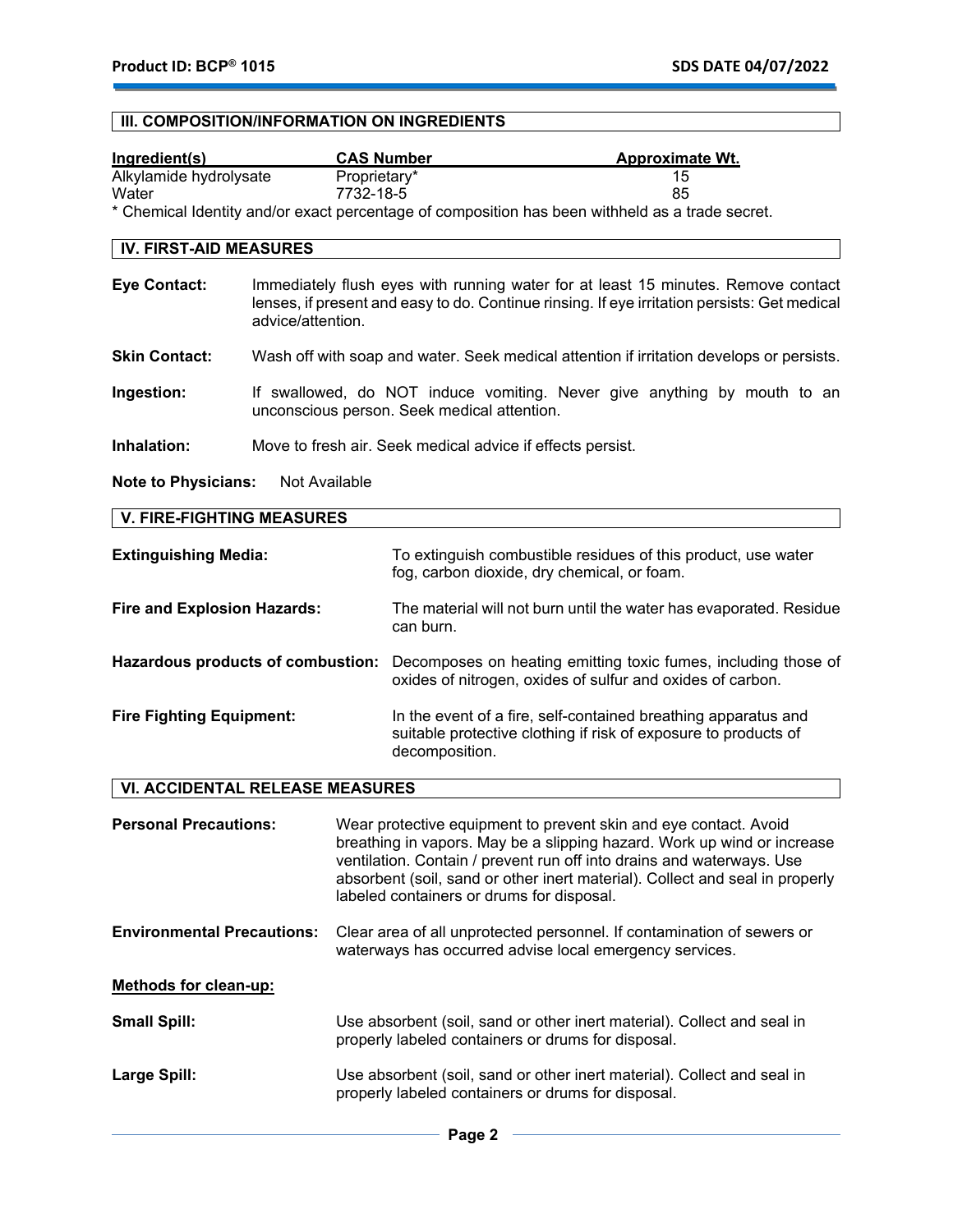## III. COMPOSITION/INFORMATION ON INGREDIENTS

| Ingredient(s) | CAS Number | Approximate Wt. |
|---|---|---|
| Alkylamide hydrolysate | Proprietary* | 15 |
| Water | 7732-18-5 | 85 |

* Chemical Identity and/or exact percentage of composition has been withheld as a trade secret.

## IV. FIRST-AID MEASURES

**Eye Contact:** Immediately flush eyes with running water for at least 15 minutes. Remove contact lenses, if present and easy to do. Continue rinsing. If eye irritation persists: Get medical advice/attention.

**Skin Contact:** Wash off with soap and water. Seek medical attention if irritation develops or persists.

**Ingestion:** If swallowed, do NOT induce vomiting. Never give anything by mouth to an unconscious person. Seek medical attention.

**Inhalation:** Move to fresh air. Seek medical advice if effects persist.

**Note to Physicians:** Not Available

## V. FIRE-FIGHTING MEASURES

**Extinguishing Media:** To extinguish combustible residues of this product, use water fog, carbon dioxide, dry chemical, or foam.

**Fire and Explosion Hazards:** The material will not burn until the water has evaporated. Residue can burn.

**Hazardous products of combustion:** Decomposes on heating emitting toxic fumes, including those of oxides of nitrogen, oxides of sulfur and oxides of carbon.

**Fire Fighting Equipment:** In the event of a fire, self-contained breathing apparatus and suitable protective clothing if risk of exposure to products of decomposition.

## VI. ACCIDENTAL RELEASE MEASURES

**Personal Precautions:** Wear protective equipment to prevent skin and eye contact. Avoid breathing in vapors. May be a slipping hazard. Work up wind or increase ventilation. Contain / prevent run off into drains and waterways. Use absorbent (soil, sand or other inert material). Collect and seal in properly labeled containers or drums for disposal.

**Environmental Precautions:** Clear area of all unprotected personnel. If contamination of sewers or waterways has occurred advise local emergency services.

**Methods for clean-up:**

**Small Spill:** Use absorbent (soil, sand or other inert material). Collect and seal in properly labeled containers or drums for disposal.

**Large Spill:** Use absorbent (soil, sand or other inert material). Collect and seal in properly labeled containers or drums for disposal.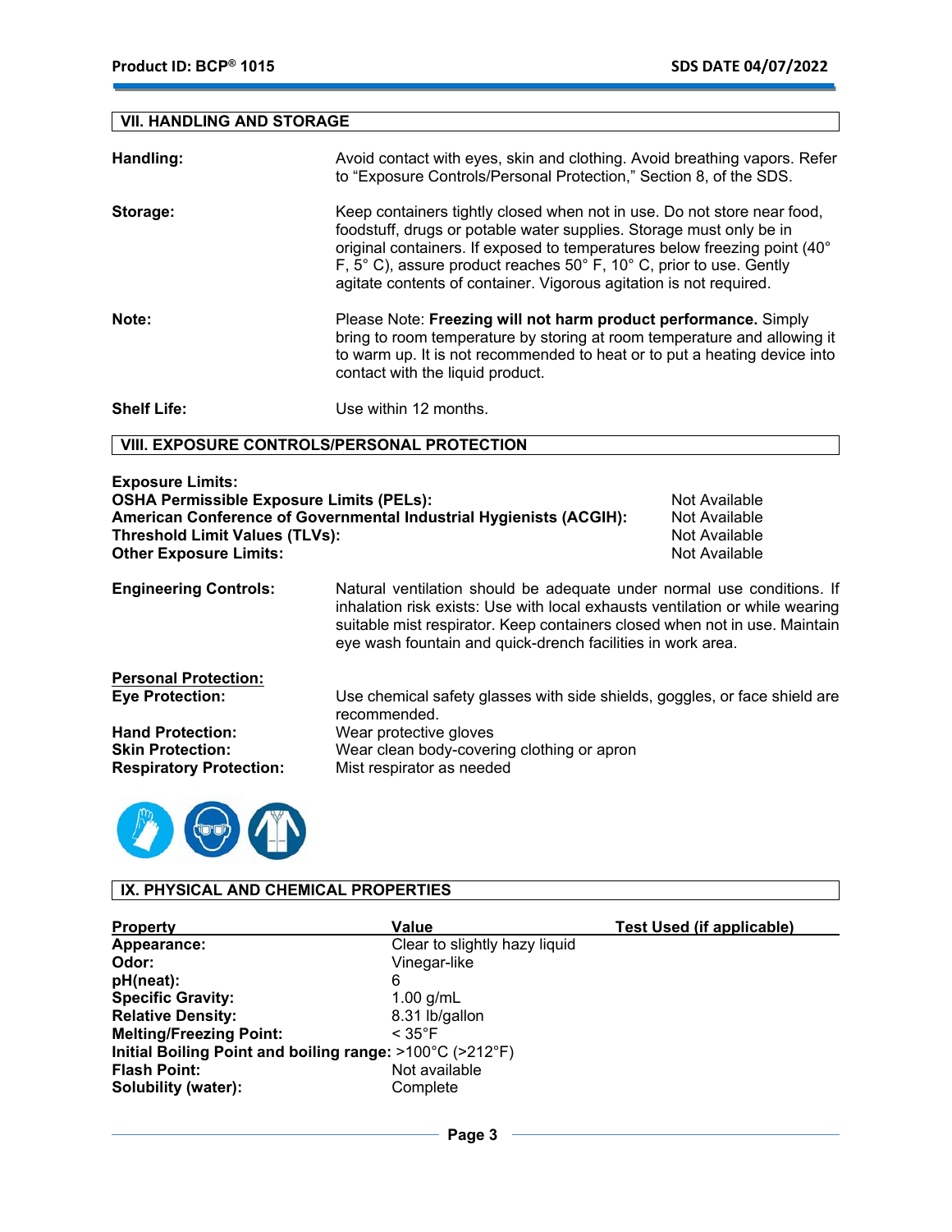## VII. HANDLING AND STORAGE

**Handling:** Avoid contact with eyes, skin and clothing. Avoid breathing vapors. Refer to "Exposure Controls/Personal Protection," Section 8, of the SDS.

**Storage:** Keep containers tightly closed when not in use. Do not store near food, foodstuff, drugs or potable water supplies. Storage must only be in original containers. If exposed to temperatures below freezing point (40° F, 5° C), assure product reaches 50° F, 10° C, prior to use. Gently agitate contents of container. Vigorous agitation is not required.

**Note:** Please Note: **Freezing will not harm product performance.** Simply bring to room temperature by storing at room temperature and allowing it to warm up. It is not recommended to heat or to put a heating device into contact with the liquid product.

**Shelf Life:** Use within 12 months.

## VIII. EXPOSURE CONTROLS/PERSONAL PROTECTION

**Exposure Limits:**

| | |
|---|---|
| **OSHA Permissible Exposure Limits (PELs):** | Not Available |
| **American Conference of Governmental Industrial Hygienists (ACGIH):** | Not Available |
| **Threshold Limit Values (TLVs):** | Not Available |
| **Other Exposure Limits:** | Not Available |

**Engineering Controls:** Natural ventilation should be adequate under normal use conditions. If inhalation risk exists: Use with local exhausts ventilation or while wearing suitable mist respirator. Keep containers closed when not in use. Maintain eye wash fountain and quick-drench facilities in work area.

**Personal Protection:**

**Eye Protection:** Use chemical safety glasses with side shields, goggles, or face shield are recommended.

**Hand Protection:** Wear protective gloves

**Skin Protection:** Wear clean body-covering clothing or apron

**Respiratory Protection:** Mist respirator as needed

## IX. PHYSICAL AND CHEMICAL PROPERTIES

| Property | Value | Test Used (if applicable) |
|---|---|---|
| **Appearance:** | Clear to slightly hazy liquid | |
| **Odor:** | Vinegar-like | |
| **pH(neat):** | 6 | |
| **Specific Gravity:** | 1.00 g/mL | |
| **Relative Density:** | 8.31 lb/gallon | |
| **Melting/Freezing Point:** | < 35°F | |
| **Initial Boiling Point and boiling range:** | >100°C (>212°F) | |
| **Flash Point:** | Not available | |
| **Solubility (water):** | Complete | |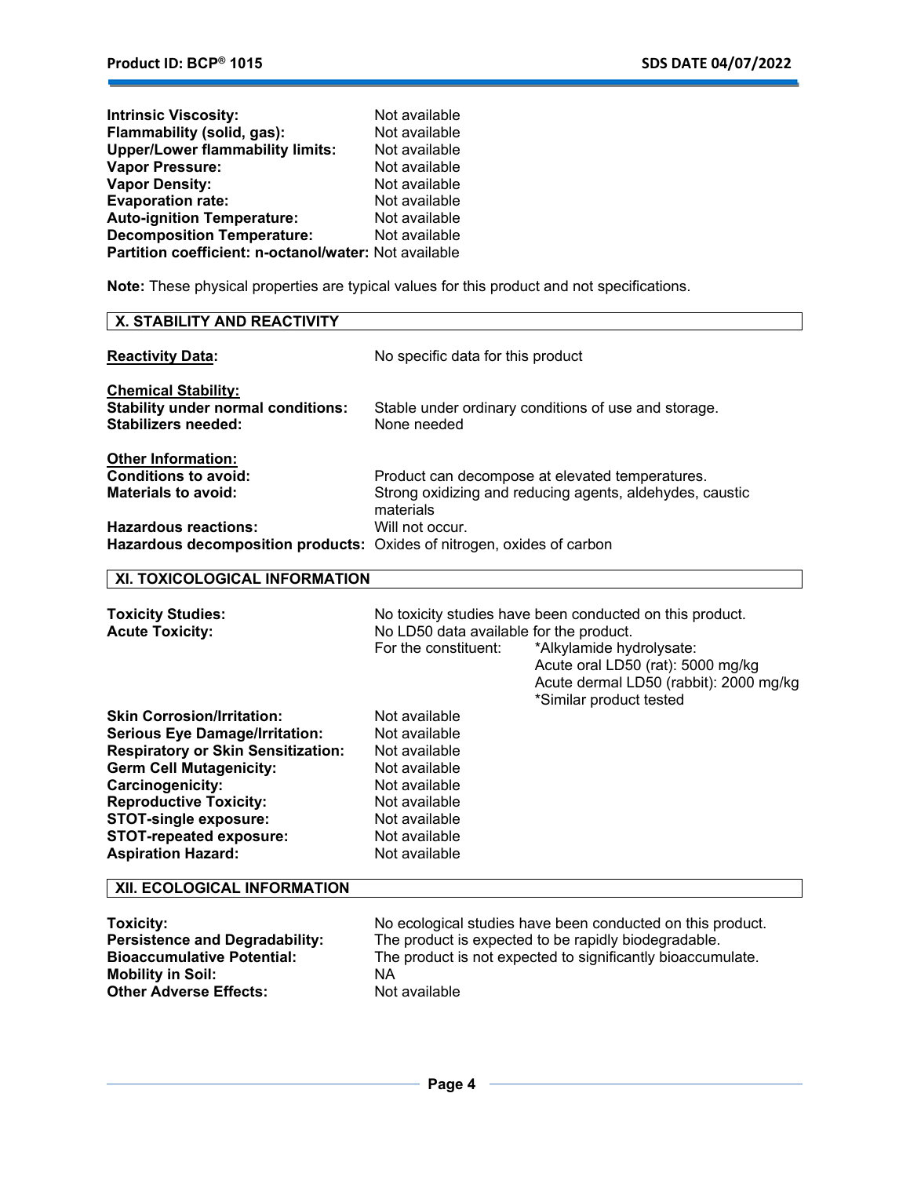**Intrinsic Viscosity:** Not available
**Flammability (solid, gas):** Not available
**Upper/Lower flammability limits:** Not available
**Vapor Pressure:** Not available
**Vapor Density:** Not available
**Evaporation rate:** Not available
**Auto-ignition Temperature:** Not available
**Decomposition Temperature:** Not available
**Partition coefficient: n-octanol/water:** Not available

**Note:** These physical properties are typical values for this product and not specifications.

## X. STABILITY AND REACTIVITY

**Reactivity Data:** No specific data for this product

**Chemical Stability:**
**Stability under normal conditions:** Stable under ordinary conditions of use and storage.
**Stabilizers needed:** None needed

**Other Information:**
**Conditions to avoid:** Product can decompose at elevated temperatures.
**Materials to avoid:** Strong oxidizing and reducing agents, aldehydes, caustic materials
**Hazardous reactions:** Will not occur.
**Hazardous decomposition products:** Oxides of nitrogen, oxides of carbon

## XI. TOXICOLOGICAL INFORMATION

**Toxicity Studies:** No toxicity studies have been conducted on this product.
**Acute Toxicity:** No LD50 data available for the product.
For the constituent: *Alkylamide hydrolysate:
Acute oral LD50 (rat): 5000 mg/kg
Acute dermal LD50 (rabbit): 2000 mg/kg
*Similar product tested

**Skin Corrosion/Irritation:** Not available
**Serious Eye Damage/Irritation:** Not available
**Respiratory or Skin Sensitization:** Not available
**Germ Cell Mutagenicity:** Not available
**Carcinogenicity:** Not available
**Reproductive Toxicity:** Not available
**STOT-single exposure:** Not available
**STOT-repeated exposure:** Not available
**Aspiration Hazard:** Not available

## XII. ECOLOGICAL INFORMATION

**Toxicity:** No ecological studies have been conducted on this product.
**Persistence and Degradability:** The product is expected to be rapidly biodegradable.
**Bioaccumulative Potential:** The product is not expected to significantly bioaccumulate.
**Mobility in Soil:** NA
**Other Adverse Effects:** Not available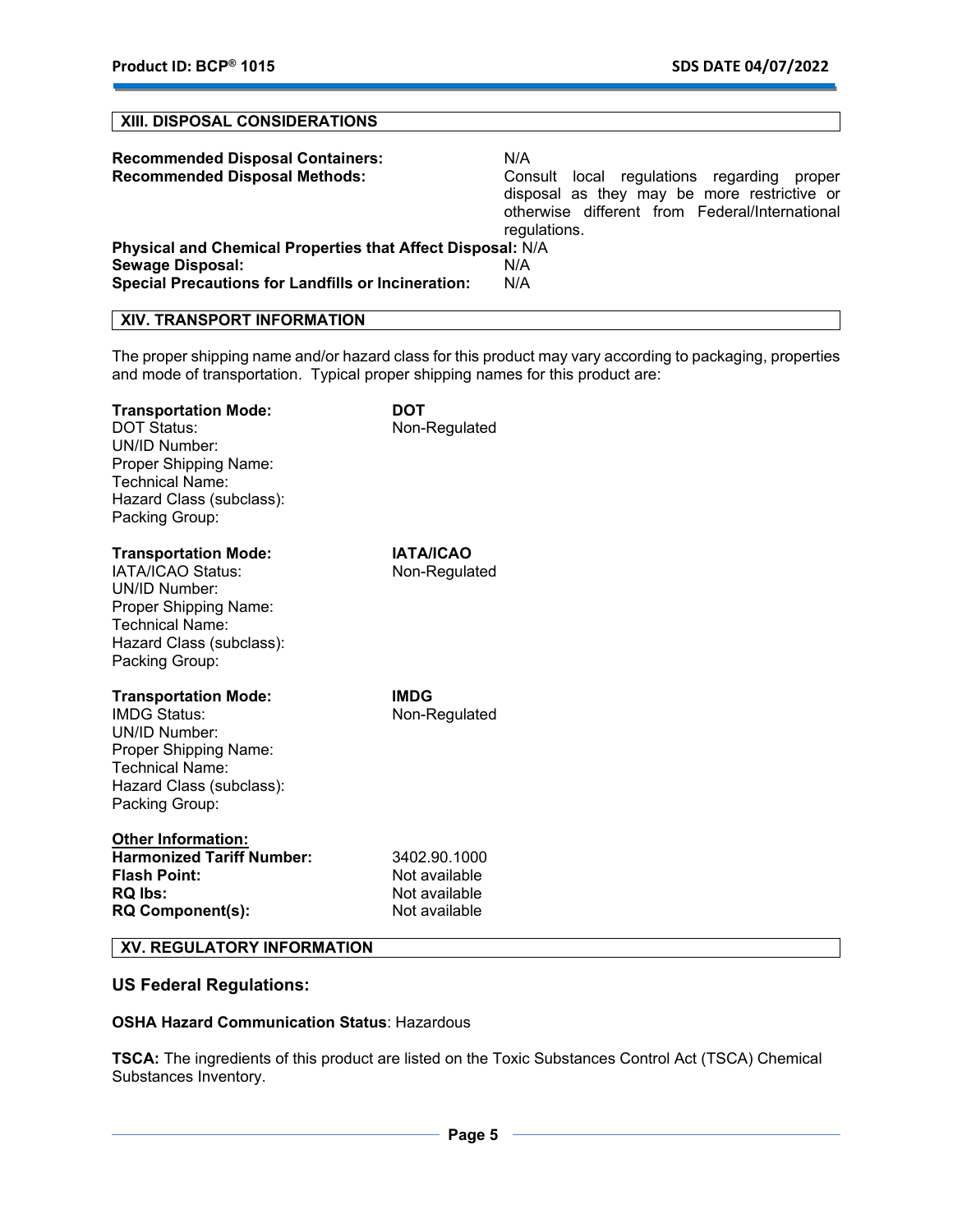## XIII. DISPOSAL CONSIDERATIONS

**Recommended Disposal Containers:** N/A

**Recommended Disposal Methods:** Consult local regulations regarding proper disposal as they may be more restrictive or otherwise different from Federal/International regulations.

**Physical and Chemical Properties that Affect Disposal:** N/A

**Sewage Disposal:** N/A

**Special Precautions for Landfills or Incineration:** N/A

## XIV. TRANSPORT INFORMATION

The proper shipping name and/or hazard class for this product may vary according to packaging, properties and mode of transportation. Typical proper shipping names for this product are:

**Transportation Mode:** **DOT**
DOT Status: Non-Regulated
UN/ID Number:
Proper Shipping Name:
Technical Name:
Hazard Class (subclass):
Packing Group:

**Transportation Mode:** **IATA/ICAO**
IATA/ICAO Status: Non-Regulated
UN/ID Number:
Proper Shipping Name:
Technical Name:
Hazard Class (subclass):
Packing Group:

**Transportation Mode:** **IMDG**
IMDG Status: Non-Regulated
UN/ID Number:
Proper Shipping Name:
Technical Name:
Hazard Class (subclass):
Packing Group:

**Other Information:**
**Harmonized Tariff Number:** 3402.90.1000
**Flash Point:** Not available
**RQ lbs:** Not available
**RQ Component(s):** Not available

## XV. REGULATORY INFORMATION

### US Federal Regulations:

**OSHA Hazard Communication Status**: Hazardous

**TSCA:** The ingredients of this product are listed on the Toxic Substances Control Act (TSCA) Chemical Substances Inventory.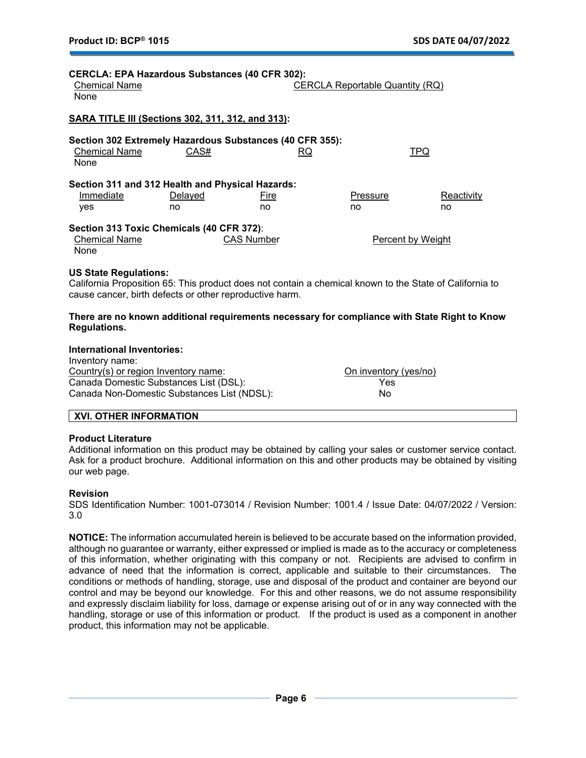**CERCLA: EPA Hazardous Substances (40 CFR 302):**

| Chemical Name | CERCLA Reportable Quantity (RQ) |
|---|---|
| None | |

## SARA TITLE III (Sections 302, 311, 312, and 313):

**Section 302 Extremely Hazardous Substances (40 CFR 355):**

| Chemical Name | CAS# | RQ | TPQ |
|---|---|---|---|
| None | | | |

**Section 311 and 312 Health and Physical Hazards:**

| Immediate | Delayed | Fire | Pressure | Reactivity |
|---|---|---|---|---|
| yes | no | no | no | no |

**Section 313 Toxic Chemicals (40 CFR 372)**:

| Chemical Name | CAS Number | Percent by Weight |
|---|---|---|
| None | | |

**US State Regulations:**

California Proposition 65: This product does not contain a chemical known to the State of California to cause cancer, birth defects or other reproductive harm.

**There are no known additional requirements necessary for compliance with State Right to Know Regulations.**

**International Inventories:**

Inventory name:

| Country(s) or region Inventory name: | On inventory (yes/no) |
|---|---|
| Canada Domestic Substances List (DSL): | Yes |
| Canada Non-Domestic Substances List (NDSL): | No |

## XVI. OTHER INFORMATION

**Product Literature**

Additional information on this product may be obtained by calling your sales or customer service contact. Ask for a product brochure. Additional information on this and other products may be obtained by visiting our web page.

**Revision**

SDS Identification Number: 1001-073014 / Revision Number: 1001.4 / Issue Date: 04/07/2022 / Version: 3.0

**NOTICE:** The information accumulated herein is believed to be accurate based on the information provided, although no guarantee or warranty, either expressed or implied is made as to the accuracy or completeness of this information, whether originating with this company or not. Recipients are advised to confirm in advance of need that the information is correct, applicable and suitable to their circumstances. The conditions or methods of handling, storage, use and disposal of the product and container are beyond our control and may be beyond our knowledge. For this and other reasons, we do not assume responsibility and expressly disclaim liability for loss, damage or expense arising out of or in any way connected with the handling, storage or use of this information or product. If the product is used as a component in another product, this information may not be applicable.